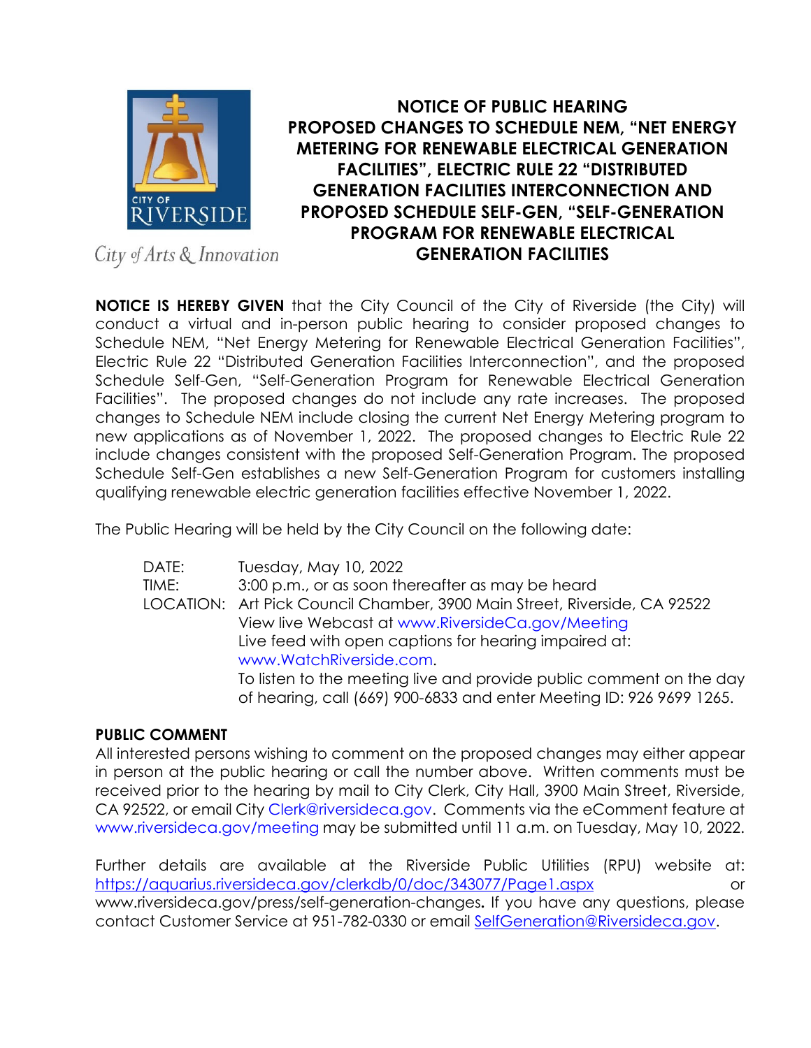City of Arts & Innovation

# NOTICE OF PUBLIC HEARING PROPOSED CHANGES TO SCHEDULE NEM, "NET ENERGY METERING FOR RENEWABLE ELECTRICAL GENERATION FACILITIES", ELECTRIC RULE 22 "DISTRIBUTED GENERATION FACILITIES INTERCONNECTION AND PROPOSED SCHEDULE SELF-GEN, "SELF-GENERATION PROGRAM FOR RENEWABLE ELECTRICAL GENERATION FACILITIES

**NOTICE IS HEREBY GIVEN** that the City Council of the City of Riverside (the City) will conduct a virtual and in-person public hearing to consider proposed changes to Schedule NEM, "Net Energy Metering for Renewable Electrical Generation Facilities", Electric Rule 22 "Distributed Generation Facilities Interconnection", and the proposed Schedule Self-Gen, "Self-Generation Program for Renewable Electrical Generation Facilities". The proposed changes do not include any rate increases. The proposed changes to Schedule NEM include closing the current Net Energy Metering program to new applications as of November 1, 2022. The proposed changes to Electric Rule 22 include changes consistent with the proposed Self-Generation Program. The proposed Schedule Self-Gen establishes a new Self-Generation Program for customers installing qualifying renewable electric generation facilities effective November 1, 2022.

The Public Hearing will be held by the City Council on the following date:

DATE: Tuesday, May 10, 2022
TIME: 3:00 p.m., or as soon thereafter as may be heard
LOCATION: Art Pick Council Chamber, 3900 Main Street, Riverside, CA 92522
View live Webcast at www.RiversideCa.gov/Meeting
Live feed with open captions for hearing impaired at: www.WatchRiverside.com.
To listen to the meeting live and provide public comment on the day of hearing, call (669) 900-6833 and enter Meeting ID: 926 9699 1265.

## PUBLIC COMMENT

All interested persons wishing to comment on the proposed changes may either appear in person at the public hearing or call the number above. Written comments must be received prior to the hearing by mail to City Clerk, City Hall, 3900 Main Street, Riverside, CA 92522, or email City Clerk@riversideca.gov. Comments via the eComment feature at www.riversideca.gov/meeting may be submitted until 11 a.m. on Tuesday, May 10, 2022.

Further details are available at the Riverside Public Utilities (RPU) website at: https://aquarius.riversideca.gov/clerkdb/0/doc/343077/Page1.aspx or www.riversideca.gov/press/self-generation-changes**.** If you have any questions, please contact Customer Service at 951-782-0330 or email SelfGeneration@Riversideca.gov.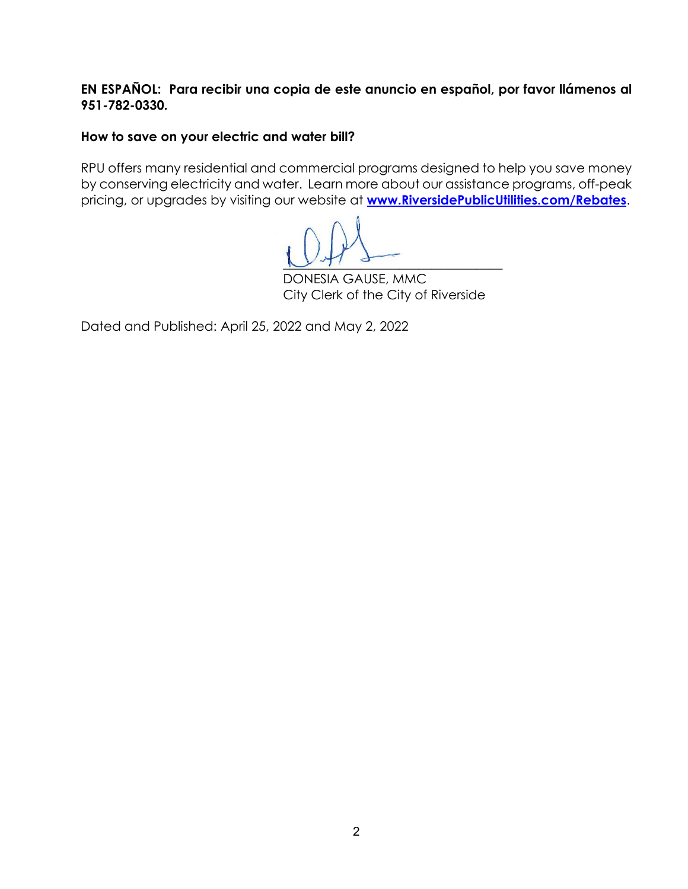**EN ESPAÑOL: Para recibir una copia de este anuncio en español, por favor llámenos al 951-782-0330.**

**How to save on your electric and water bill?**

RPU offers many residential and commercial programs designed to help you save money by conserving electricity and water. Learn more about our assistance programs, off-peak pricing, or upgrades by visiting our website at **www.RiversidePublicUtilities.com/Rebates**.

DONESIA GAUSE, MMC
City Clerk of the City of Riverside

Dated and Published: April 25, 2022 and May 2, 2022